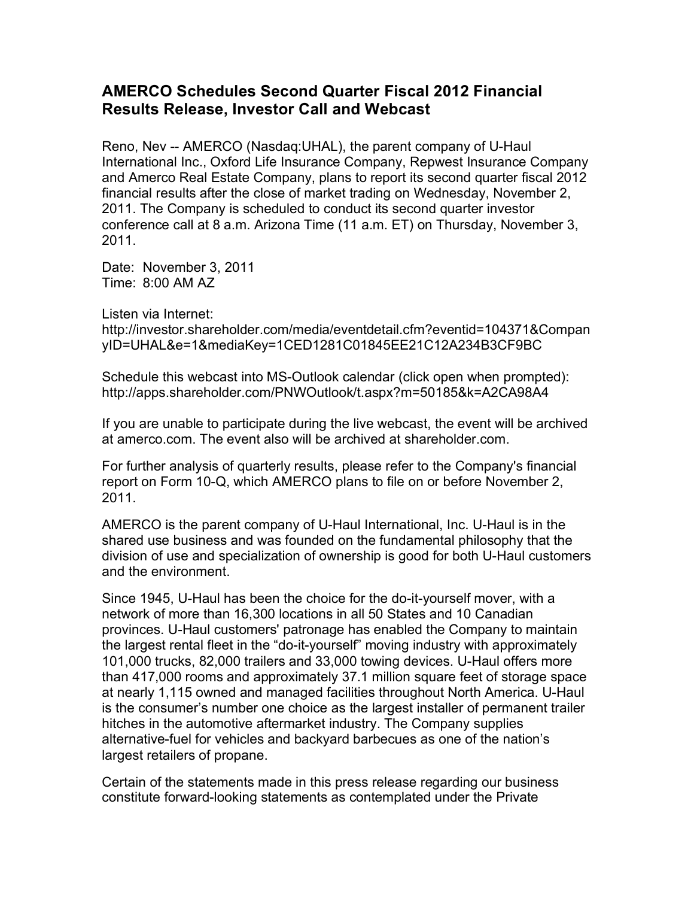# AMERCO Schedules Second Quarter Fiscal 2012 Financial Results Release, Investor Call and Webcast

Reno, Nev -- AMERCO (Nasdaq:UHAL), the parent company of U-Haul International Inc., Oxford Life Insurance Company, Repwest Insurance Company and Amerco Real Estate Company, plans to report its second quarter fiscal 2012 financial results after the close of market trading on Wednesday, November 2, 2011. The Company is scheduled to conduct its second quarter investor conference call at 8 a.m. Arizona Time (11 a.m. ET) on Thursday, November 3, 2011.

Date: November 3, 2011
Time: 8:00 AM AZ

Listen via Internet:
http://investor.shareholder.com/media/eventdetail.cfm?eventid=104371&CompanyID=UHAL&e=1&mediaKey=1CED1281C01845EE21C12A234B3CF9BC

Schedule this webcast into MS-Outlook calendar (click open when prompted):
http://apps.shareholder.com/PNWOutlook/t.aspx?m=50185&k=A2CA98A4

If you are unable to participate during the live webcast, the event will be archived at amerco.com. The event also will be archived at shareholder.com.

For further analysis of quarterly results, please refer to the Company's financial report on Form 10-Q, which AMERCO plans to file on or before November 2, 2011.

AMERCO is the parent company of U-Haul International, Inc. U-Haul is in the shared use business and was founded on the fundamental philosophy that the division of use and specialization of ownership is good for both U-Haul customers and the environment.

Since 1945, U-Haul has been the choice for the do-it-yourself mover, with a network of more than 16,300 locations in all 50 States and 10 Canadian provinces. U-Haul customers' patronage has enabled the Company to maintain the largest rental fleet in the "do-it-yourself" moving industry with approximately 101,000 trucks, 82,000 trailers and 33,000 towing devices. U-Haul offers more than 417,000 rooms and approximately 37.1 million square feet of storage space at nearly 1,115 owned and managed facilities throughout North America. U-Haul is the consumer's number one choice as the largest installer of permanent trailer hitches in the automotive aftermarket industry. The Company supplies alternative-fuel for vehicles and backyard barbecues as one of the nation's largest retailers of propane.

Certain of the statements made in this press release regarding our business constitute forward-looking statements as contemplated under the Private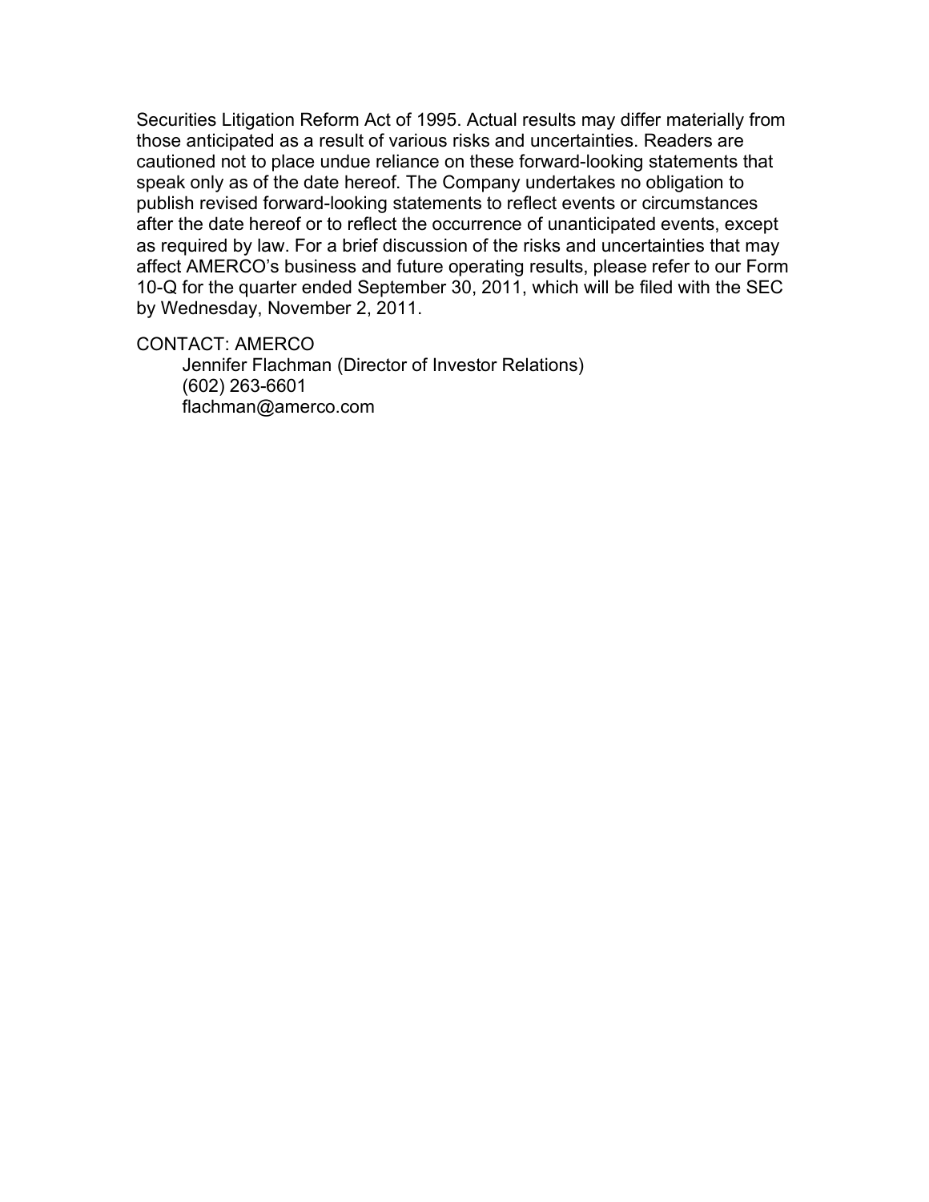Securities Litigation Reform Act of 1995. Actual results may differ materially from those anticipated as a result of various risks and uncertainties. Readers are cautioned not to place undue reliance on these forward-looking statements that speak only as of the date hereof. The Company undertakes no obligation to publish revised forward-looking statements to reflect events or circumstances after the date hereof or to reflect the occurrence of unanticipated events, except as required by law. For a brief discussion of the risks and uncertainties that may affect AMERCO's business and future operating results, please refer to our Form 10-Q for the quarter ended September 30, 2011, which will be filed with the SEC by Wednesday, November 2, 2011.

CONTACT: AMERCO
Jennifer Flachman (Director of Investor Relations)
(602) 263-6601
flachman@amerco.com